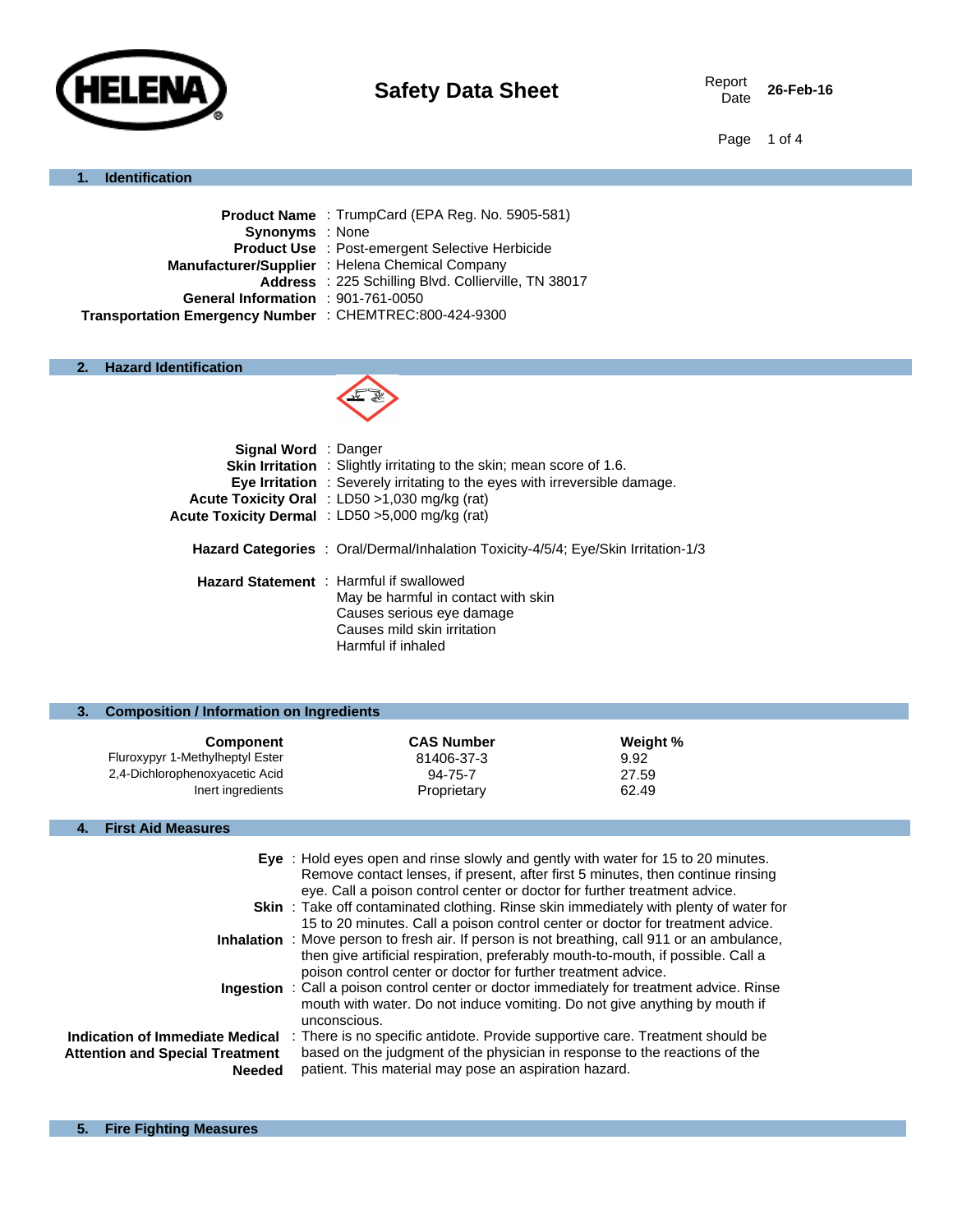# Safety Data Sheet

**Report Date** 26-Feb-16

## 1. Identification

**Product Name** : TrumpCard (EPA Reg. No. 5905-581)
**Synonyms** : None
**Product Use** : Post-emergent Selective Herbicide
**Manufacturer/Supplier** : Helena Chemical Company
**Address** : 225 Schilling Blvd. Collierville, TN 38017
**General Information** : 901-761-0050
**Transportation Emergency Number** : CHEMTREC:800-424-9300

## 2. Hazard Identification

**Signal Word** : Danger
**Skin Irritation** : Slightly irritating to the skin; mean score of 1.6.
**Eye Irritation** : Severely irritating to the eyes with irreversible damage.
**Acute Toxicity Oral** : LD50 >1,030 mg/kg (rat)
**Acute Toxicity Dermal** : LD50 >5,000 mg/kg (rat)

**Hazard Categories** : Oral/Dermal/Inhalation Toxicity-4/5/4; Eye/Skin Irritation-1/3

**Hazard Statement** : Harmful if swallowed
May be harmful in contact with skin
Causes serious eye damage
Causes mild skin irritation
Harmful if inhaled

## 3. Composition / Information on Ingredients

| Component | CAS Number | Weight % |
|---|---|---|
| Fluroxypyr 1-Methylheptyl Ester | 81406-37-3 | 9.92 |
| 2,4-Dichlorophenoxyacetic Acid | 94-75-7 | 27.59 |
| Inert ingredients | Proprietary | 62.49 |

## 4. First Aid Measures

**Eye** : Hold eyes open and rinse slowly and gently with water for 15 to 20 minutes. Remove contact lenses, if present, after first 5 minutes, then continue rinsing eye. Call a poison control center or doctor for further treatment advice.

**Skin** : Take off contaminated clothing. Rinse skin immediately with plenty of water for 15 to 20 minutes. Call a poison control center or doctor for treatment advice.

**Inhalation** : Move person to fresh air. If person is not breathing, call 911 or an ambulance, then give artificial respiration, preferably mouth-to-mouth, if possible. Call a poison control center or doctor for further treatment advice.

**Ingestion** : Call a poison control center or doctor immediately for treatment advice. Rinse mouth with water. Do not induce vomiting. Do not give anything by mouth if unconscious.

**Indication of Immediate Medical Attention and Special Treatment Needed** : There is no specific antidote. Provide supportive care. Treatment should be based on the judgment of the physician in response to the reactions of the patient. This material may pose an aspiration hazard.

## 5. Fire Fighting Measures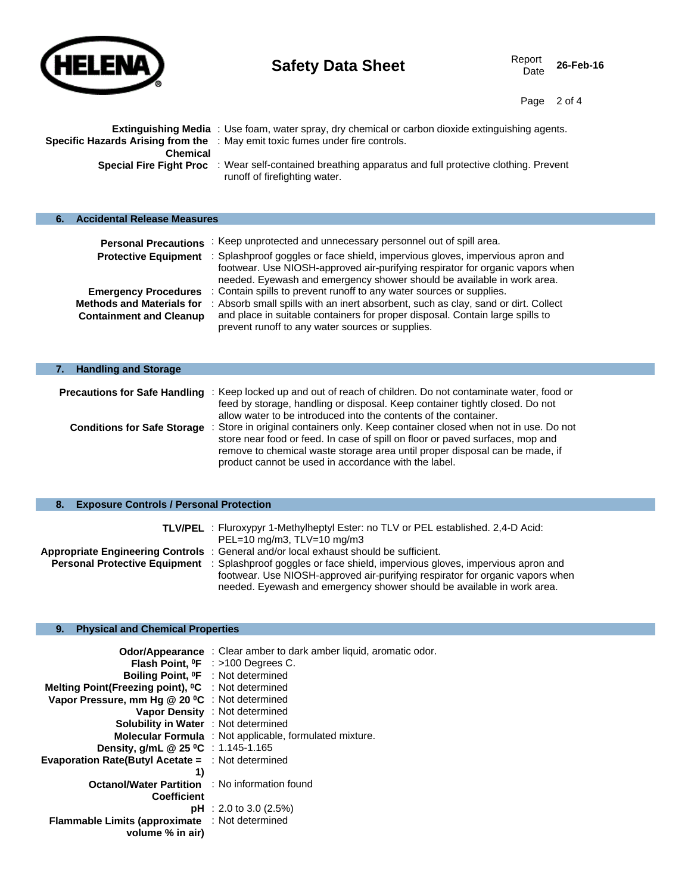**Extinguishing Media** : Use foam, water spray, dry chemical or carbon dioxide extinguishing agents.

**Specific Hazards Arising from the Chemical** : May emit toxic fumes under fire controls.

**Special Fire Fight Proc** : Wear self-contained breathing apparatus and full protective clothing. Prevent runoff of firefighting water.

## 6. Accidental Release Measures

**Personal Precautions** : Keep unprotected and unnecessary personnel out of spill area.

**Protective Equipment** : Splashproof goggles or face shield, impervious gloves, impervious apron and footwear. Use NIOSH-approved air-purifying respirator for organic vapors when needed. Eyewash and emergency shower should be available in work area.

**Emergency Procedures** : Contain spills to prevent runoff to any water sources or supplies.

**Methods and Materials for Containment and Cleanup** : Absorb small spills with an inert absorbent, such as clay, sand or dirt. Collect and place in suitable containers for proper disposal. Contain large spills to prevent runoff to any water sources or supplies.

## 7. Handling and Storage

**Precautions for Safe Handling** : Keep locked up and out of reach of children. Do not contaminate water, food or feed by storage, handling or disposal. Keep container tightly closed. Do not allow water to be introduced into the contents of the container.

**Conditions for Safe Storage** : Store in original containers only. Keep container closed when not in use. Do not store near food or feed. In case of spill on floor or paved surfaces, mop and remove to chemical waste storage area until proper disposal can be made, if product cannot be used in accordance with the label.

## 8. Exposure Controls / Personal Protection

**TLV/PEL** : Fluroxypyr 1-Methylheptyl Ester: no TLV or PEL established. 2,4-D Acid: PEL=10 mg/m3, TLV=10 mg/m3

**Appropriate Engineering Controls** : General and/or local exhaust should be sufficient.

**Personal Protective Equipment** : Splashproof goggles or face shield, impervious gloves, impervious apron and footwear. Use NIOSH-approved air-purifying respirator for organic vapors when needed. Eyewash and emergency shower should be available in work area.

## 9. Physical and Chemical Properties

**Odor/Appearance** : Clear amber to dark amber liquid, aromatic odor.

**Flash Point, ⁰F** : >100 Degrees C.

**Boiling Point, ⁰F** : Not determined

**Melting Point(Freezing point), ⁰C** : Not determined

**Vapor Pressure, mm Hg @ 20 ⁰C** : Not determined

**Vapor Density** : Not determined

**Solubility in Water** : Not determined

**Molecular Formula** : Not applicable, formulated mixture.

**Density, g/mL @ 25 ⁰C** : 1.145-1.165

**Evaporation Rate(Butyl Acetate = 1)** : Not determined

**Octanol/Water Partition Coefficient** : No information found

**pH** : 2.0 to 3.0 (2.5%)

**Flammable Limits (approximate volume % in air)** : Not determined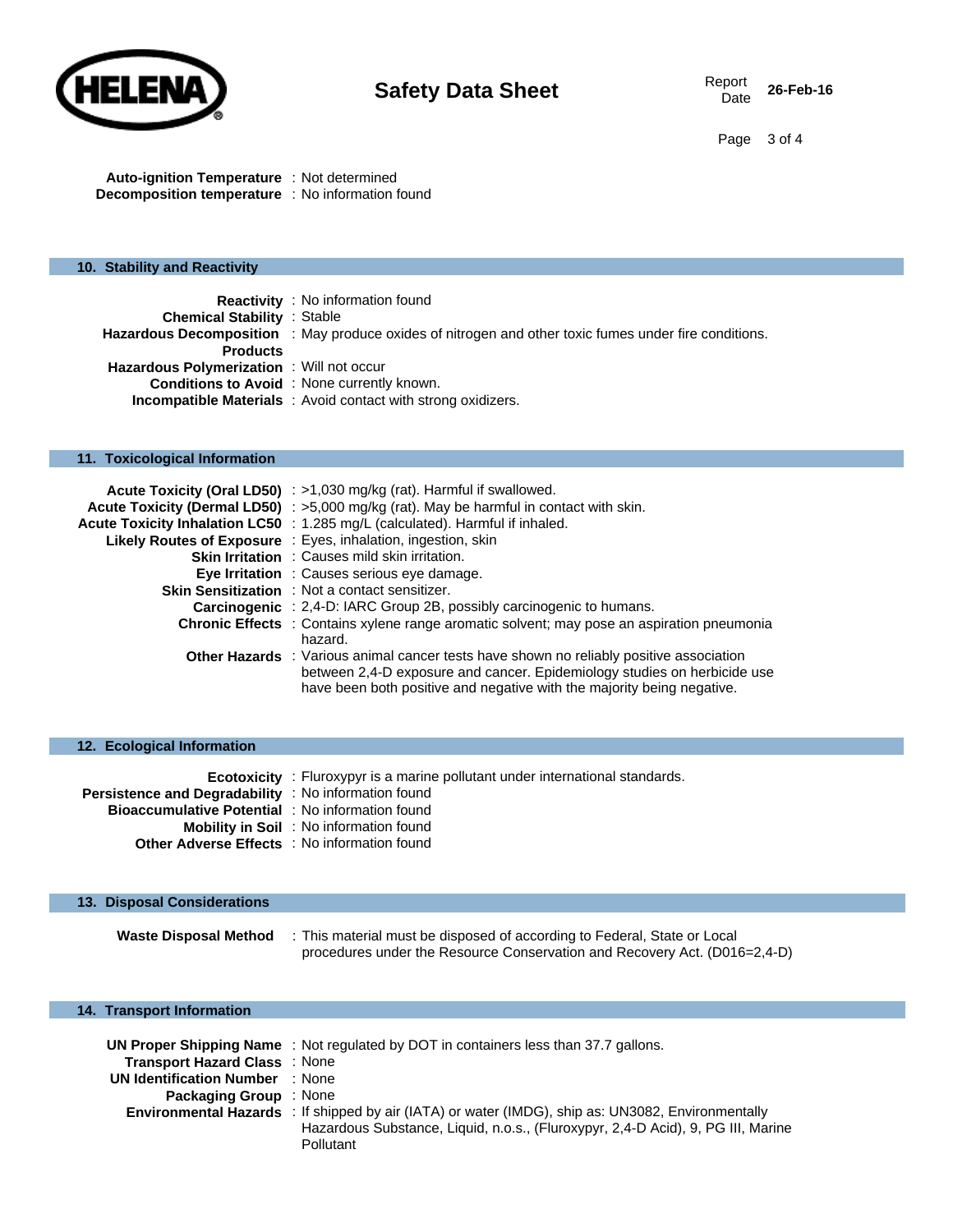**Auto-ignition Temperature** : Not determined
**Decomposition temperature** : No information found

## 10. Stability and Reactivity

**Reactivity** : No information found
**Chemical Stability** : Stable
**Hazardous Decomposition Products** : May produce oxides of nitrogen and other toxic fumes under fire conditions.
**Hazardous Polymerization** : Will not occur
**Conditions to Avoid** : None currently known.
**Incompatible Materials** : Avoid contact with strong oxidizers.

## 11. Toxicological Information

**Acute Toxicity (Oral LD50)** : >1,030 mg/kg (rat). Harmful if swallowed.
**Acute Toxicity (Dermal LD50)** : >5,000 mg/kg (rat). May be harmful in contact with skin.
**Acute Toxicity Inhalation LC50** : 1.285 mg/L (calculated). Harmful if inhaled.
**Likely Routes of Exposure** : Eyes, inhalation, ingestion, skin
**Skin Irritation** : Causes mild skin irritation.
**Eye Irritation** : Causes serious eye damage.
**Skin Sensitization** : Not a contact sensitizer.
**Carcinogenic** : 2,4-D: IARC Group 2B, possibly carcinogenic to humans.
**Chronic Effects** : Contains xylene range aromatic solvent; may pose an aspiration pneumonia hazard.
**Other Hazards** : Various animal cancer tests have shown no reliably positive association between 2,4-D exposure and cancer. Epidemiology studies on herbicide use have been both positive and negative with the majority being negative.

## 12. Ecological Information

**Ecotoxicity** : Fluroxypyr is a marine pollutant under international standards.
**Persistence and Degradability** : No information found
**Bioaccumulative Potential** : No information found
**Mobility in Soil** : No information found
**Other Adverse Effects** : No information found

## 13. Disposal Considerations

**Waste Disposal Method** : This material must be disposed of according to Federal, State or Local procedures under the Resource Conservation and Recovery Act. (D016=2,4-D)

## 14. Transport Information

**UN Proper Shipping Name** : Not regulated by DOT in containers less than 37.7 gallons.
**Transport Hazard Class** : None
**UN Identification Number** : None
**Packaging Group** : None
**Environmental Hazards** : If shipped by air (IATA) or water (IMDG), ship as: UN3082, Environmentally Hazardous Substance, Liquid, n.o.s., (Fluroxypyr, 2,4-D Acid), 9, PG III, Marine Pollutant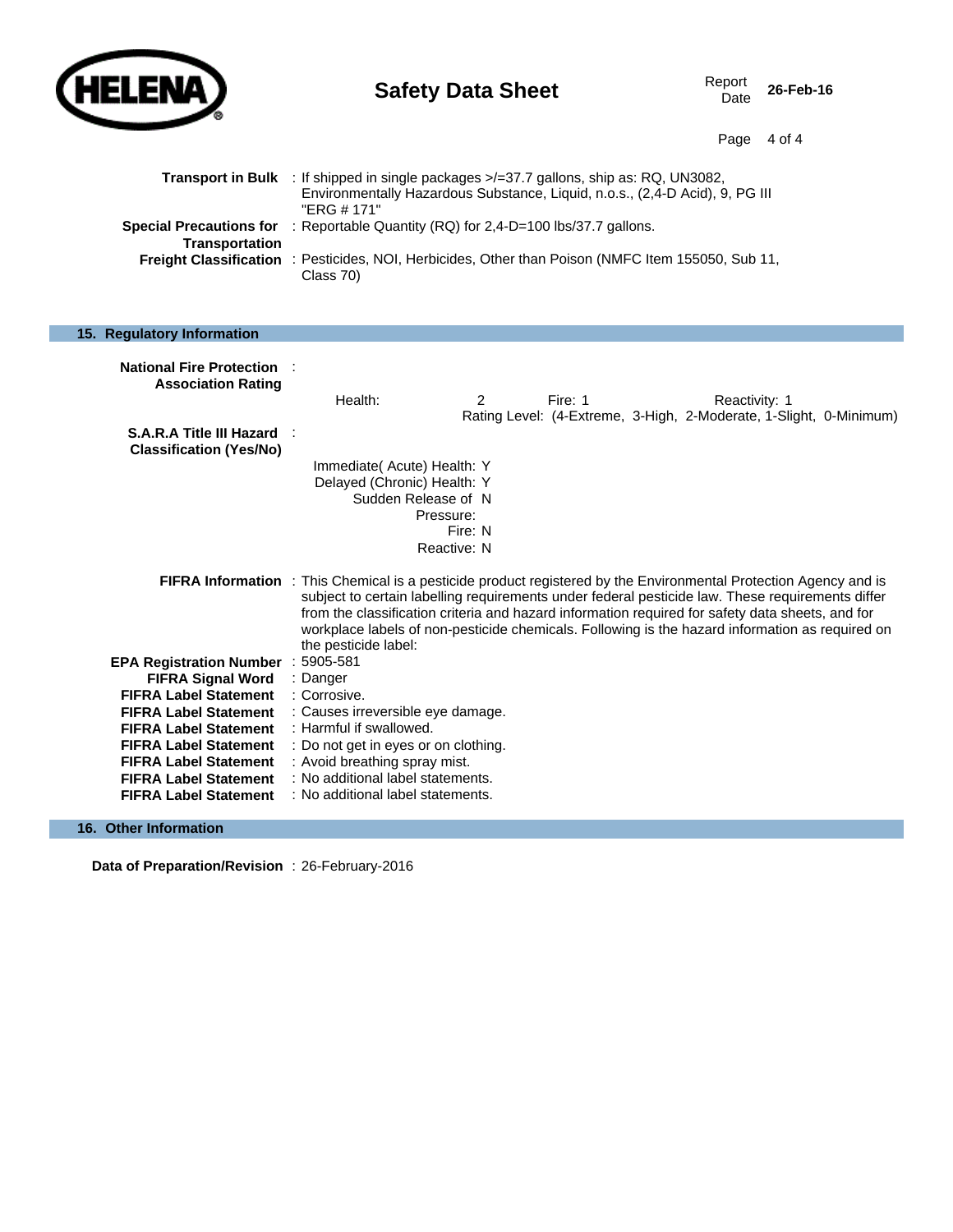**Transport in Bulk** : If shipped in single packages >/=37.7 gallons, ship as: RQ, UN3082, Environmentally Hazardous Substance, Liquid, n.o.s., (2,4-D Acid), 9, PG III "ERG # 171"

**Special Precautions for Transportation** : Reportable Quantity (RQ) for 2,4-D=100 lbs/37.7 gallons.

**Freight Classification** : Pesticides, NOI, Herbicides, Other than Poison (NMFC Item 155050, Sub 11, Class 70)

## 15. Regulatory Information

**National Fire Protection Association Rating** :

Health: 2 Fire: 1 Reactivity: 1

Rating Level: (4-Extreme, 3-High, 2-Moderate, 1-Slight, 0-Minimum)

**S.A.R.A Title III Hazard Classification (Yes/No)** :

Immediate( Acute) Health: Y
Delayed (Chronic) Health: Y
Sudden Release of Pressure: N
Fire: N
Reactive: N

**FIFRA Information** : This Chemical is a pesticide product registered by the Environmental Protection Agency and is subject to certain labelling requirements under federal pesticide law. These requirements differ from the classification criteria and hazard information required for safety data sheets, and for workplace labels of non-pesticide chemicals. Following is the hazard information as required on the pesticide label:

**EPA Registration Number** : 5905-581
**FIFRA Signal Word** : Danger
**FIFRA Label Statement** : Corrosive.
**FIFRA Label Statement** : Causes irreversible eye damage.
**FIFRA Label Statement** : Harmful if swallowed.
**FIFRA Label Statement** : Do not get in eyes or on clothing.
**FIFRA Label Statement** : Avoid breathing spray mist.
**FIFRA Label Statement** : No additional label statements.
**FIFRA Label Statement** : No additional label statements.

## 16. Other Information

**Data of Preparation/Revision** : 26-February-2016